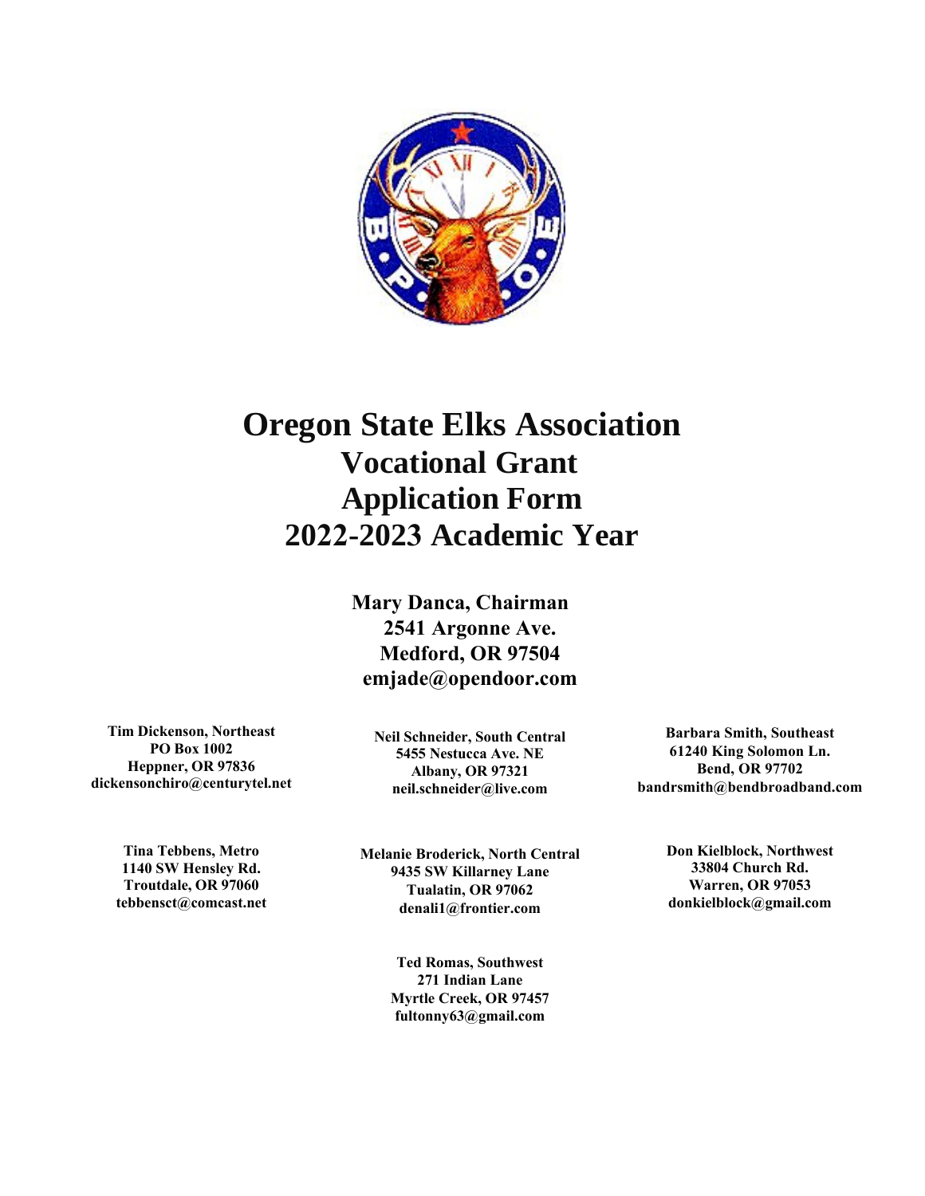# Oregon State Elks Association
## Vocational Grant
## Application Form
## 2022-2023 Academic Year

**Mary Danca, Chairman**
**2541 Argonne Ave.**
**Medford, OR 97504**
**emjade@opendoor.com**

**Tim Dickenson, Northeast**
**PO Box 1002**
**Heppner, OR 97836**
**dickensonchiro@centurytel.net**

**Neil Schneider, South Central**
**5455 Nestucca Ave. NE**
**Albany, OR 97321**
**neil.schneider@live.com**

**Barbara Smith, Southeast**
**61240 King Solomon Ln.**
**Bend, OR 97702**
**bandrsmith@bendbroadband.com**

**Tina Tebbens, Metro**
**1140 SW Hensley Rd.**
**Troutdale, OR 97060**
**tebbensct@comcast.net**

**Melanie Broderick, North Central**
**9435 SW Killarney Lane**
**Tualatin, OR 97062**
**denali1@frontier.com**

**Don Kielblock, Northwest**
**33804 Church Rd.**
**Warren, OR 97053**
**donkielblock@gmail.com**

**Ted Romas, Southwest**
**271 Indian Lane**
**Myrtle Creek, OR 97457**
**fultonny63@gmail.com**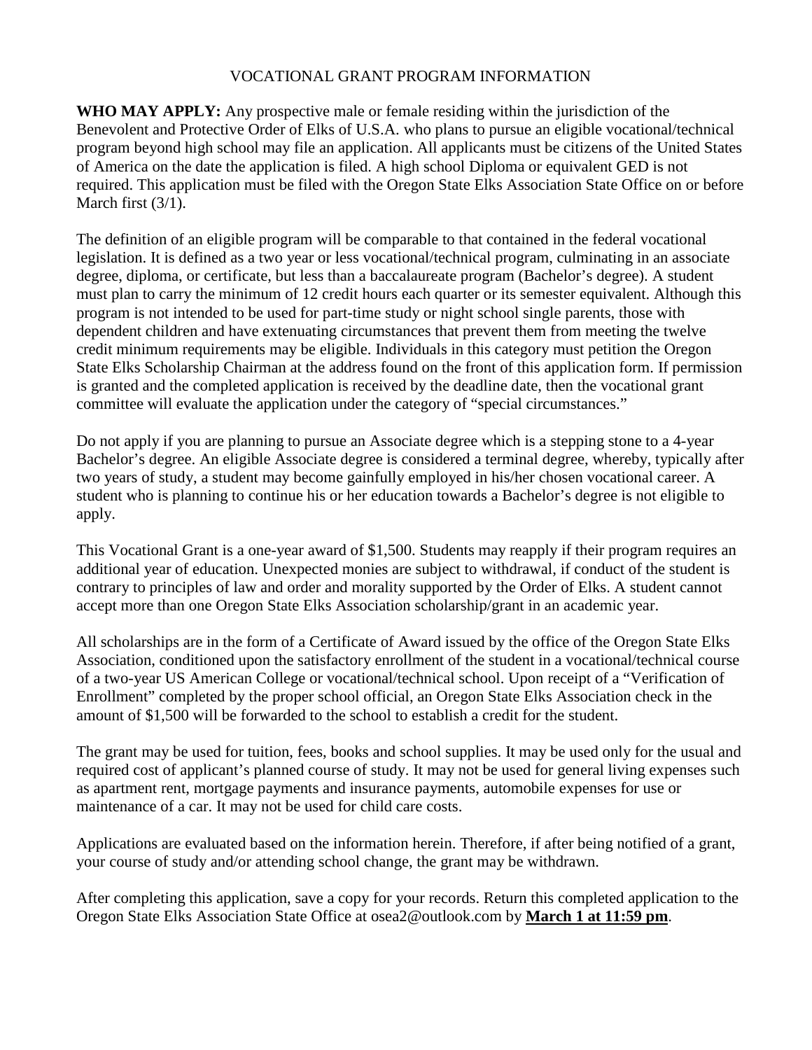# VOCATIONAL GRANT PROGRAM INFORMATION

**WHO MAY APPLY:** Any prospective male or female residing within the jurisdiction of the Benevolent and Protective Order of Elks of U.S.A. who plans to pursue an eligible vocational/technical program beyond high school may file an application. All applicants must be citizens of the United States of America on the date the application is filed. A high school Diploma or equivalent GED is not required. This application must be filed with the Oregon State Elks Association State Office on or before March first (3/1).

The definition of an eligible program will be comparable to that contained in the federal vocational legislation. It is defined as a two year or less vocational/technical program, culminating in an associate degree, diploma, or certificate, but less than a baccalaureate program (Bachelor's degree). A student must plan to carry the minimum of 12 credit hours each quarter or its semester equivalent. Although this program is not intended to be used for part-time study or night school single parents, those with dependent children and have extenuating circumstances that prevent them from meeting the twelve credit minimum requirements may be eligible. Individuals in this category must petition the Oregon State Elks Scholarship Chairman at the address found on the front of this application form. If permission is granted and the completed application is received by the deadline date, then the vocational grant committee will evaluate the application under the category of "special circumstances."

Do not apply if you are planning to pursue an Associate degree which is a stepping stone to a 4-year Bachelor's degree. An eligible Associate degree is considered a terminal degree, whereby, typically after two years of study, a student may become gainfully employed in his/her chosen vocational career. A student who is planning to continue his or her education towards a Bachelor's degree is not eligible to apply.

This Vocational Grant is a one-year award of $1,500. Students may reapply if their program requires an additional year of education. Unexpected monies are subject to withdrawal, if conduct of the student is contrary to principles of law and order and morality supported by the Order of Elks. A student cannot accept more than one Oregon State Elks Association scholarship/grant in an academic year.

All scholarships are in the form of a Certificate of Award issued by the office of the Oregon State Elks Association, conditioned upon the satisfactory enrollment of the student in a vocational/technical course of a two-year US American College or vocational/technical school. Upon receipt of a "Verification of Enrollment" completed by the proper school official, an Oregon State Elks Association check in the amount of $1,500 will be forwarded to the school to establish a credit for the student.

The grant may be used for tuition, fees, books and school supplies. It may be used only for the usual and required cost of applicant's planned course of study. It may not be used for general living expenses such as apartment rent, mortgage payments and insurance payments, automobile expenses for use or maintenance of a car. It may not be used for child care costs.

Applications are evaluated based on the information herein. Therefore, if after being notified of a grant, your course of study and/or attending school change, the grant may be withdrawn.

After completing this application, save a copy for your records. Return this completed application to the Oregon State Elks Association State Office at osea2@outlook.com by **March 1 at 11:59 pm**.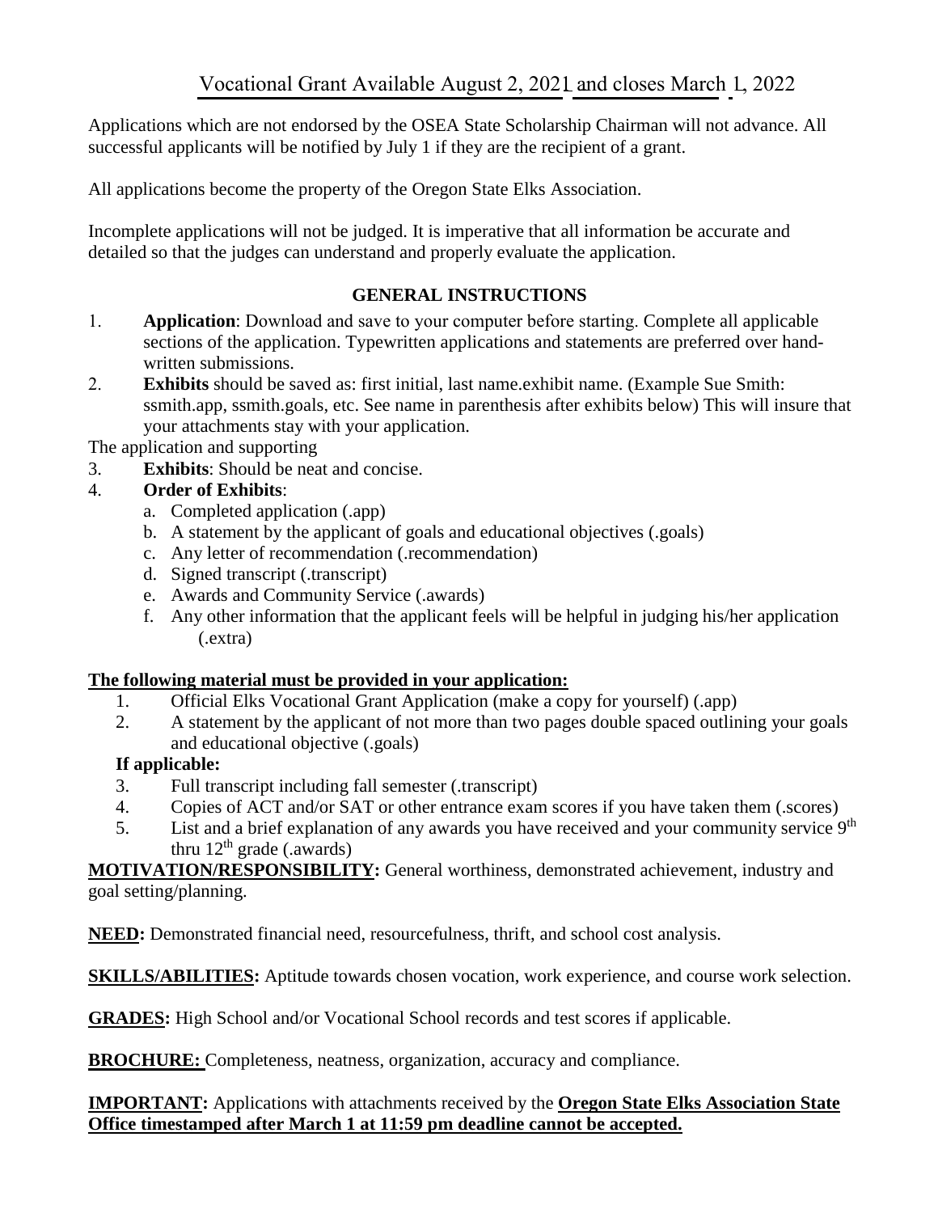Vocational Grant Available August 2, 2021 and closes March 1, 2022

Applications which are not endorsed by the OSEA State Scholarship Chairman will not advance. All successful applicants will be notified by July 1 if they are the recipient of a grant.

All applications become the property of the Oregon State Elks Association.

Incomplete applications will not be judged. It is imperative that all information be accurate and detailed so that the judges can understand and properly evaluate the application.

## GENERAL INSTRUCTIONS

1. **Application**: Download and save to your computer before starting. Complete all applicable sections of the application. Typewritten applications and statements are preferred over hand-written submissions.
2. **Exhibits** should be saved as: first initial, last name.exhibit name. (Example Sue Smith: ssmith.app, ssmith.goals, etc. See name in parenthesis after exhibits below) This will insure that your attachments stay with your application.

The application and supporting

3. **Exhibits**: Should be neat and concise.
4. **Order of Exhibits**:
   a. Completed application (.app)
   b. A statement by the applicant of goals and educational objectives (.goals)
   c. Any letter of recommendation (.recommendation)
   d. Signed transcript (.transcript)
   e. Awards and Community Service (.awards)
   f. Any other information that the applicant feels will be helpful in judging his/her application (.extra)

**The following material must be provided in your application:**

1. Official Elks Vocational Grant Application (make a copy for yourself) (.app)
2. A statement by the applicant of not more than two pages double spaced outlining your goals and educational objective (.goals)

**If applicable:**

3. Full transcript including fall semester (.transcript)
4. Copies of ACT and/or SAT or other entrance exam scores if you have taken them (.scores)
5. List and a brief explanation of any awards you have received and your community service 9th thru 12th grade (.awards)

**MOTIVATION/RESPONSIBILITY:** General worthiness, demonstrated achievement, industry and goal setting/planning.

**NEED:** Demonstrated financial need, resourcefulness, thrift, and school cost analysis.

**SKILLS/ABILITIES:** Aptitude towards chosen vocation, work experience, and course work selection.

**GRADES:** High School and/or Vocational School records and test scores if applicable.

**BROCHURE:** Completeness, neatness, organization, accuracy and compliance.

**IMPORTANT:** Applications with attachments received by the **Oregon State Elks Association State Office timestamped after March 1 at 11:59 pm deadline cannot be accepted.**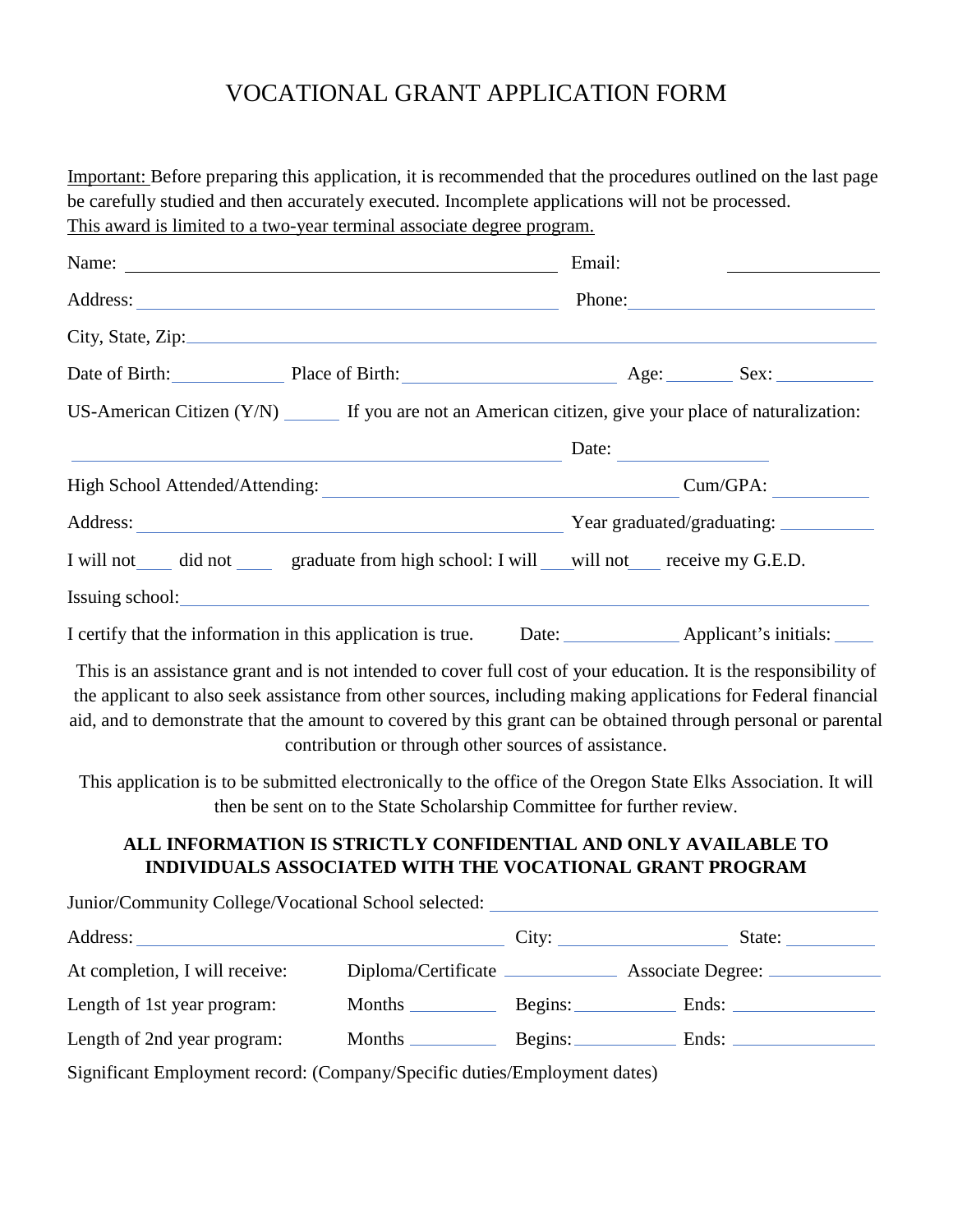# VOCATIONAL GRANT APPLICATION FORM

Important: Before preparing this application, it is recommended that the procedures outlined on the last page be carefully studied and then accurately executed. Incomplete applications will not be processed.
This award is limited to a two-year terminal associate degree program.

Name: ______________________________ Email: ______________

Address: ______________________________ Phone: ______________

City, State, Zip: ______________________________

Date of Birth: __________ Place of Birth: ______________ Age: ______ Sex: ________

US-American Citizen (Y/N) _____ If you are not an American citizen, give your place of naturalization:

______________________________ Date: ____________

High School Attended/Attending: ______________________ Cum/GPA: ________

Address: ______________________________ Year graduated/graduating: ________

I will not____ did not ____ graduate from high school: I will ___will not___ receive my G.E.D.

Issuing school: ______________________________

I certify that the information in this application is true. Date: __________ Applicant's initials: ____

This is an assistance grant and is not intended to cover full cost of your education. It is the responsibility of the applicant to also seek assistance from other sources, including making applications for Federal financial aid, and to demonstrate that the amount to covered by this grant can be obtained through personal or parental contribution or through other sources of assistance.

This application is to be submitted electronically to the office of the Oregon State Elks Association. It will then be sent on to the State Scholarship Committee for further review.

**ALL INFORMATION IS STRICTLY CONFIDENTIAL AND ONLY AVAILABLE TO INDIVIDUALS ASSOCIATED WITH THE VOCATIONAL GRANT PROGRAM**

Junior/Community College/Vocational School selected: ______________________________

Address: ______________________ City: ______________ State: ________

At completion, I will receive: Diploma/Certificate __________ Associate Degree: __________

Length of 1st year program: Months ________ Begins: __________ Ends: ____________

Length of 2nd year program: Months ________ Begins: __________ Ends: ____________

Significant Employment record: (Company/Specific duties/Employment dates)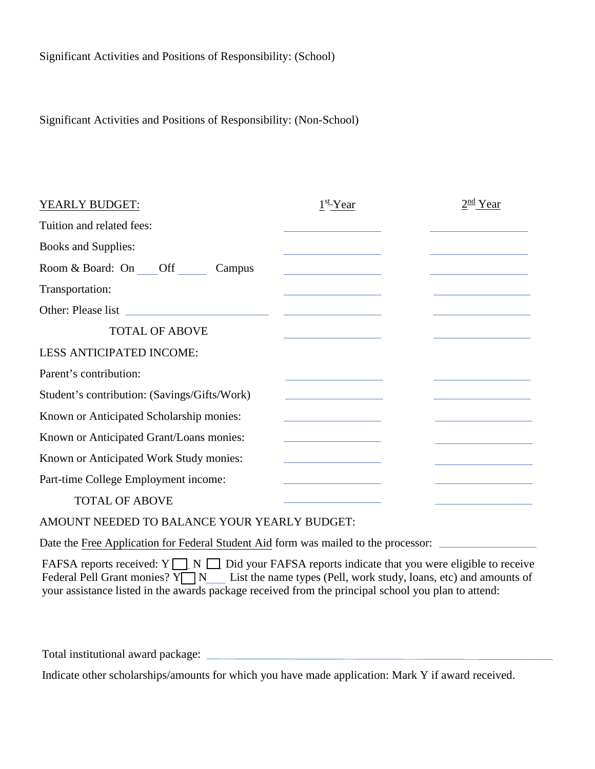Significant Activities and Positions of Responsibility: (School)

Significant Activities and Positions of Responsibility: (Non-School)

| YEARLY BUDGET: | 1st Year | 2nd Year |
|---|---|---|
| Tuition and related fees: | ________ | ________ |
| Books and Supplies: | ________ | ________ |
| Room & Board: On ____ Off _____ Campus | ________ | ________ |
| Transportation: | ________ | ________ |
| Other: Please list ____________ | ________ | ________ |
| TOTAL OF ABOVE | ________ | ________ |
| LESS ANTICIPATED INCOME: | | |
| Parent's contribution: | ________ | ________ |
| Student's contribution: (Savings/Gifts/Work) | ________ | ________ |
| Known or Anticipated Scholarship monies: | ________ | ________ |
| Known or Anticipated Grant/Loans monies: | ________ | ________ |
| Known or Anticipated Work Study monies: | ________ | ________ |
| Part-time College Employment income: | ________ | ________ |
| TOTAL OF ABOVE | ________ | ________ |

AMOUNT NEEDED TO BALANCE YOUR YEARLY BUDGET:

Date the Free Application for Federal Student Aid form was mailed to the processor: ____________

FAFSA reports received: Y ☐ N ☐ Did your FAFSA reports indicate that you were eligible to receive Federal Pell Grant monies? Y☐ N___ List the name types (Pell, work study, loans, etc) and amounts of your assistance listed in the awards package received from the principal school you plan to attend:

Total institutional award package: ____________________

Indicate other scholarships/amounts for which you have made application: Mark Y if award received.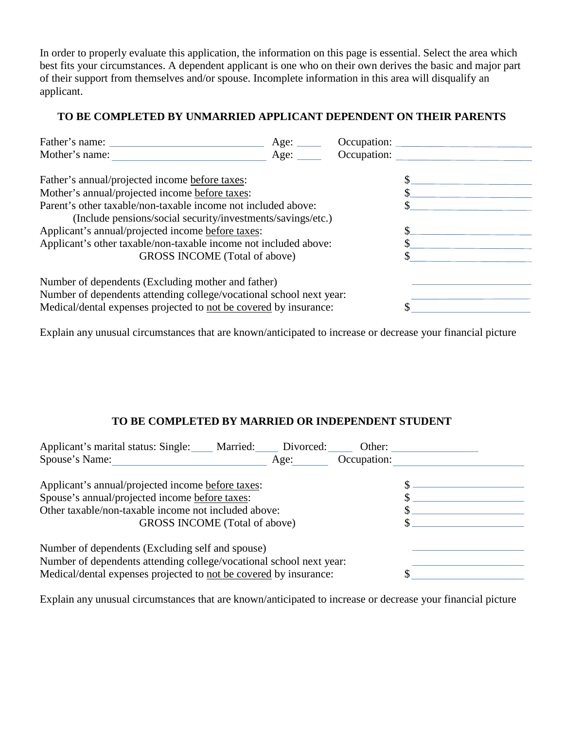In order to properly evaluate this application, the information on this page is essential. Select the area which best fits your circumstances. A dependent applicant is one who on their own derives the basic and major part of their support from themselves and/or spouse. Incomplete information in this area will disqualify an applicant.

## TO BE COMPLETED BY UNMARRIED APPLICANT DEPENDENT ON THEIR PARENTS

Father's name: ____________________________ Age: _____ Occupation: ____________________________
Mother's name: ____________________________ Age: _____ Occupation: ____________________________

| | |
|---|---|
| Father's annual/projected income before taxes: | $____________________ |
| Mother's annual/projected income before taxes: | $____________________ |
| Parent's other taxable/non-taxable income not included above: (Include pensions/social security/investments/savings/etc.) | $____________________ |
| Applicant's annual/projected income before taxes: | $____________________ |
| Applicant's other taxable/non-taxable income not included above: | $____________________ |
| GROSS INCOME (Total of above) | $____________________ |

| | |
|---|---|
| Number of dependents (Excluding mother and father) | ____________________ |
| Number of dependents attending college/vocational school next year: | ____________________ |
| Medical/dental expenses projected to not be covered by insurance: | $____________________ |

Explain any unusual circumstances that are known/anticipated to increase or decrease your financial picture

## TO BE COMPLETED BY MARRIED OR INDEPENDENT STUDENT

Applicant's marital status: Single:____ Married:____ Divorced:____ Other: ________________
Spouse's Name:____________________________ Age:_______ Occupation: ____________________________

| | |
|---|---|
| Applicant's annual/projected income before taxes: | $ ____________________ |
| Spouse's annual/projected income before taxes: | $ ____________________ |
| Other taxable/non-taxable income not included above: | $ ____________________ |
| GROSS INCOME (Total of above) | $ ____________________ |

| | |
|---|---|
| Number of dependents (Excluding self and spouse) | ____________________ |
| Number of dependents attending college/vocational school next year: | ____________________ |
| Medical/dental expenses projected to not be covered by insurance: | $ ____________________ |

Explain any unusual circumstances that are known/anticipated to increase or decrease your financial picture